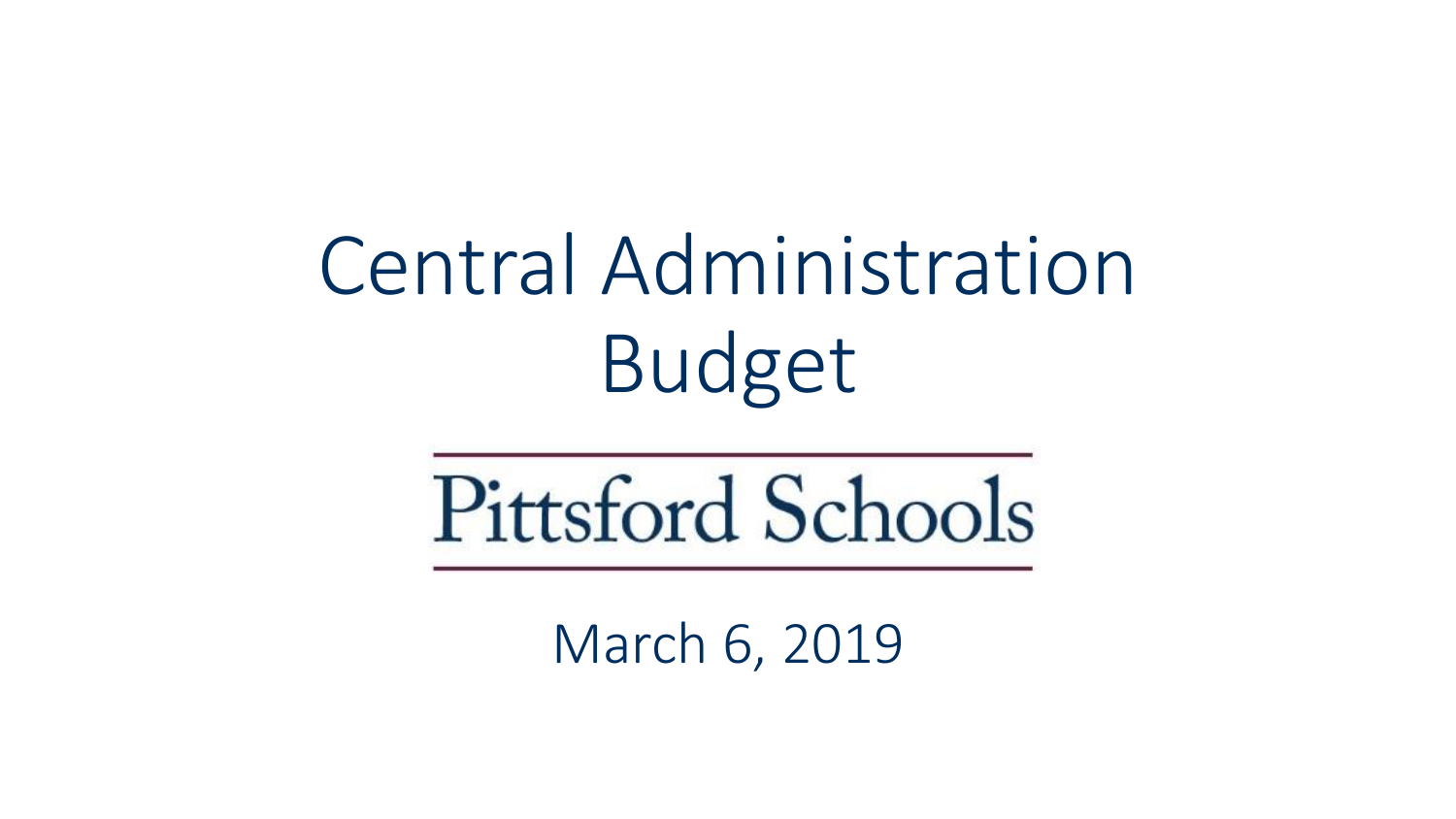# Central Administration Budget

Pittsford Schools

March 6, 2019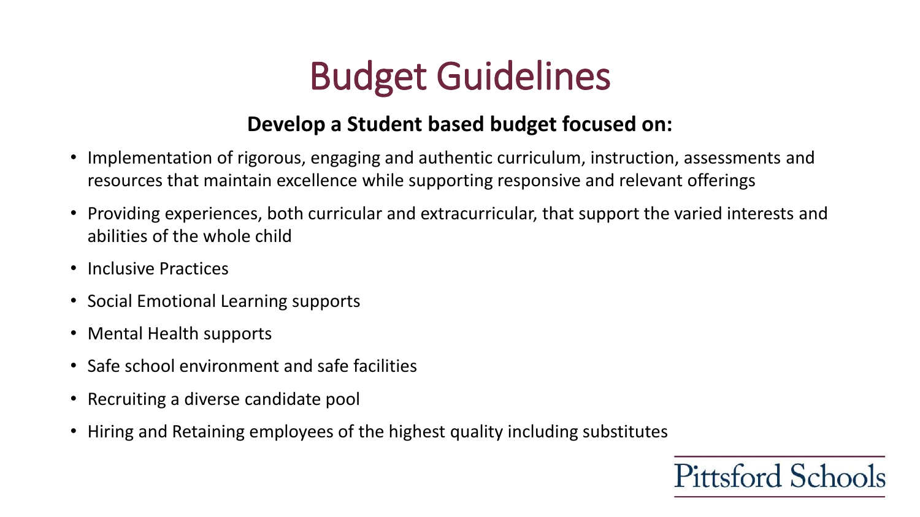# Budget Guidelines

**Develop a Student based budget focused on:**

- Implementation of rigorous, engaging and authentic curriculum, instruction, assessments and resources that maintain excellence while supporting responsive and relevant offerings
- Providing experiences, both curricular and extracurricular, that support the varied interests and abilities of the whole child
- Inclusive Practices
- Social Emotional Learning supports
- Mental Health supports
- Safe school environment and safe facilities
- Recruiting a diverse candidate pool
- Hiring and Retaining employees of the highest quality including substitutes

Pittsford Schools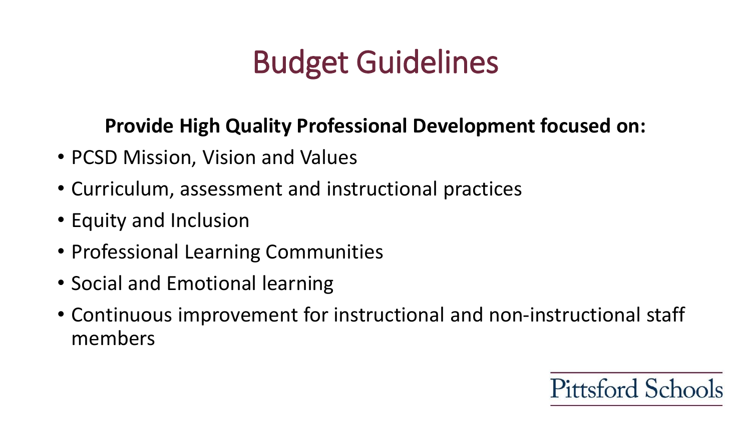# Budget Guidelines

**Provide High Quality Professional Development focused on:**

- PCSD Mission, Vision and Values
- Curriculum, assessment and instructional practices
- Equity and Inclusion
- Professional Learning Communities
- Social and Emotional learning
- Continuous improvement for instructional and non-instructional staff members

Pittsford Schools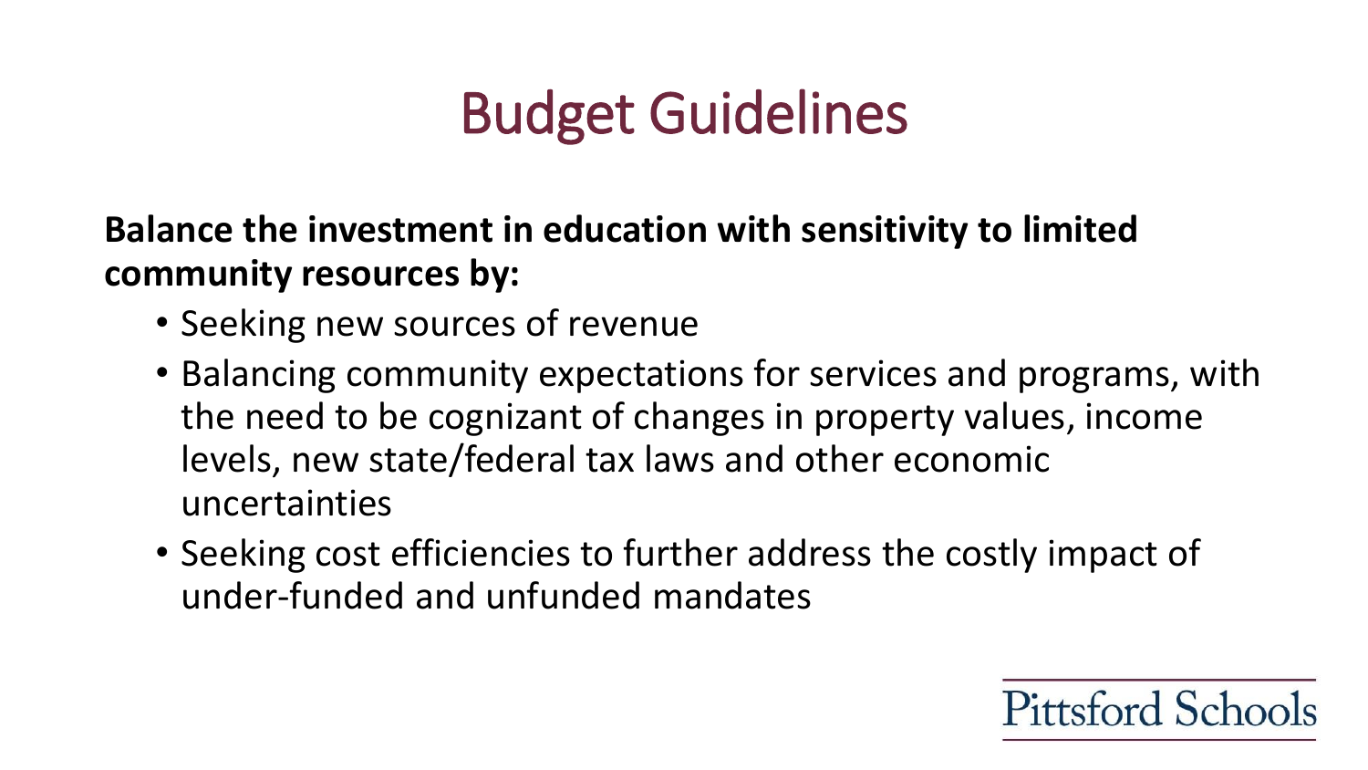# Budget Guidelines

**Balance the investment in education with sensitivity to limited community resources by:**

- Seeking new sources of revenue
- Balancing community expectations for services and programs, with the need to be cognizant of changes in property values, income levels, new state/federal tax laws and other economic uncertainties
- Seeking cost efficiencies to further address the costly impact of under-funded and unfunded mandates

Pittsford Schools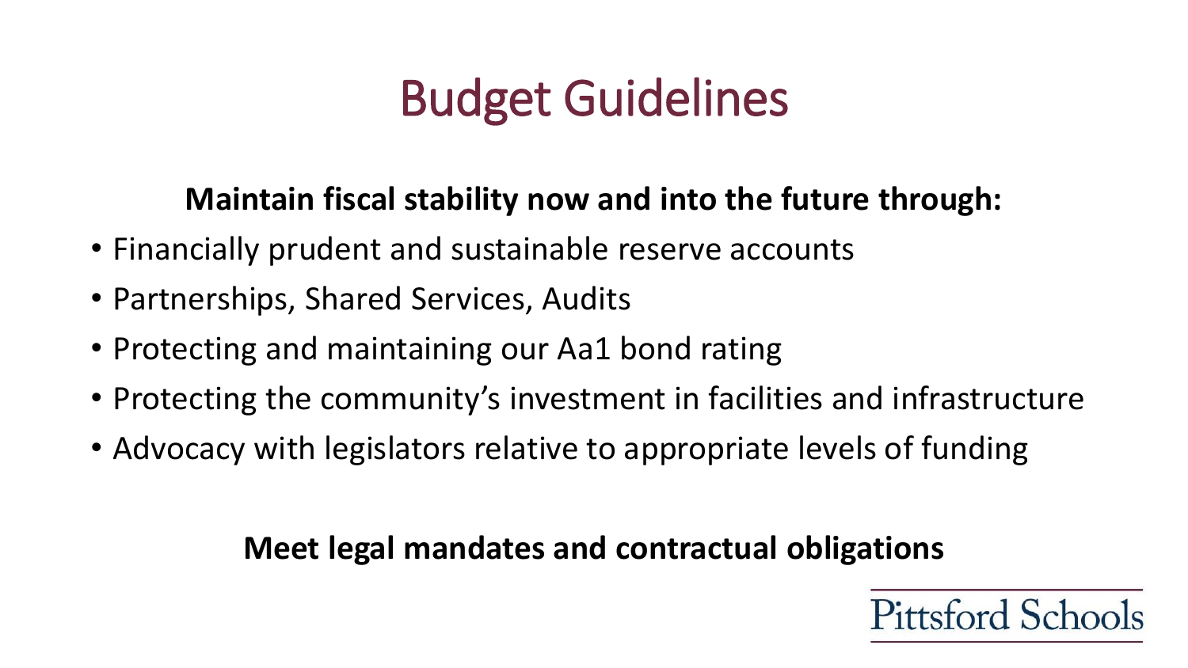# Budget Guidelines

**Maintain fiscal stability now and into the future through:**

- Financially prudent and sustainable reserve accounts
- Partnerships, Shared Services, Audits
- Protecting and maintaining our Aa1 bond rating
- Protecting the community's investment in facilities and infrastructure
- Advocacy with legislators relative to appropriate levels of funding

**Meet legal mandates and contractual obligations**

Pittsford Schools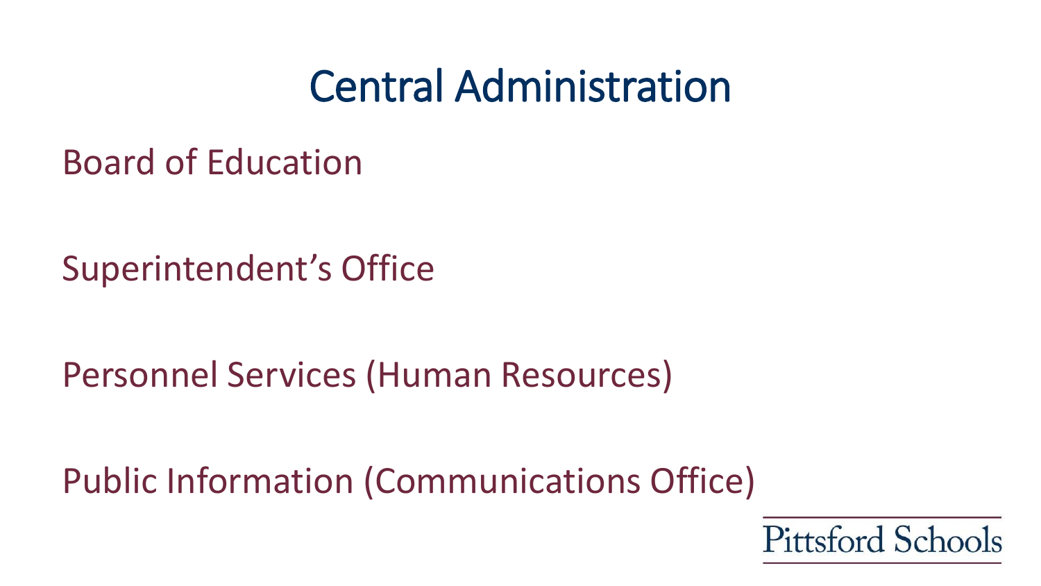# Central Administration

Board of Education

Superintendent's Office

Personnel Services (Human Resources)

Public Information (Communications Office)

Pittsford Schools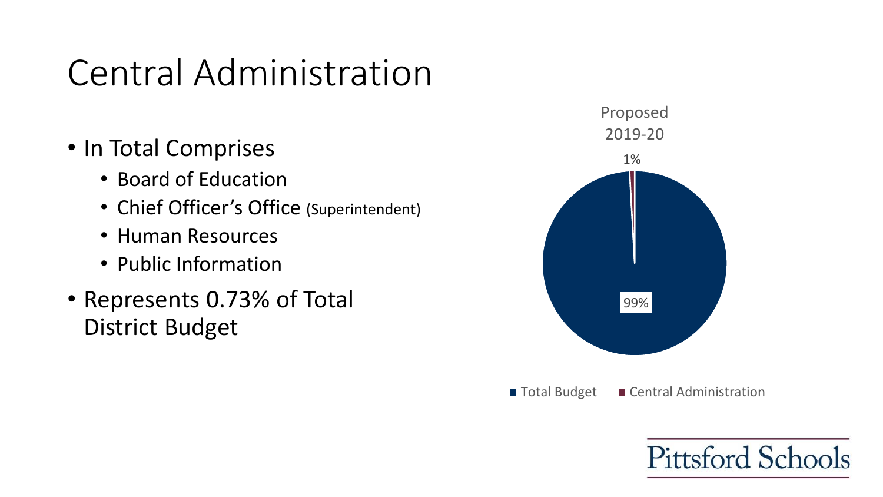# Central Administration

- In Total Comprises
  - Board of Education
  - Chief Officer's Office (Superintendent)
  - Human Resources
  - Public Information
- Represents 0.73% of Total District Budget

Proposed 2019-20

1%

99%

Total Budget    Central Administration

Pittsford Schools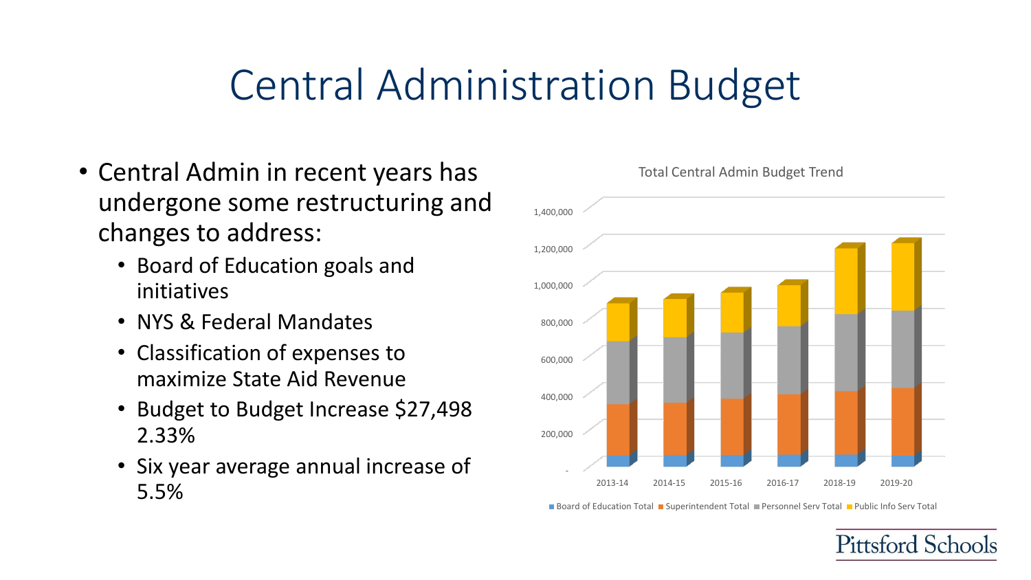# Central Administration Budget

- Central Admin in recent years has undergone some restructuring and changes to address:
  - Board of Education goals and initiatives
  - NYS & Federal Mandates
  - Classification of expenses to maximize State Aid Revenue
  - Budget to Budget Increase $27,498 2.33%
  - Six year average annual increase of 5.5%

Total Central Admin Budget Trend

Board of Education Total, Superintendent Total, Personnel Serv Total, Public Info Serv Total

2013-14, 2014-15, 2015-16, 2016-17, 2018-19, 2019-20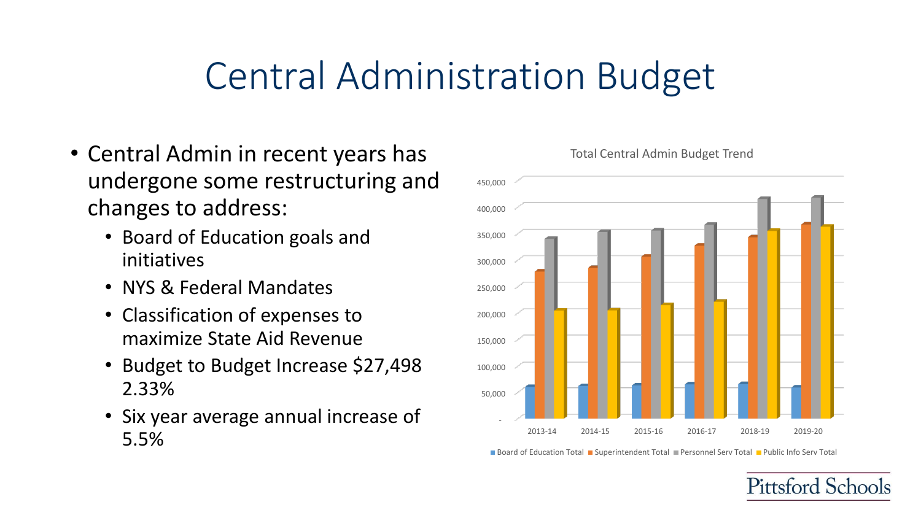# Central Administration Budget

- Central Admin in recent years has undergone some restructuring and changes to address:
  - Board of Education goals and initiatives
  - NYS & Federal Mandates
  - Classification of expenses to maximize State Aid Revenue
  - Budget to Budget Increase $27,498 2.33%
  - Six year average annual increase of 5.5%

Total Central Admin Budget Trend

Board of Education Total · Superintendent Total · Personnel Serv Total · Public Info Serv Total

Years: 2013-14, 2014-15, 2015-16, 2016-17, 2018-19, 2019-20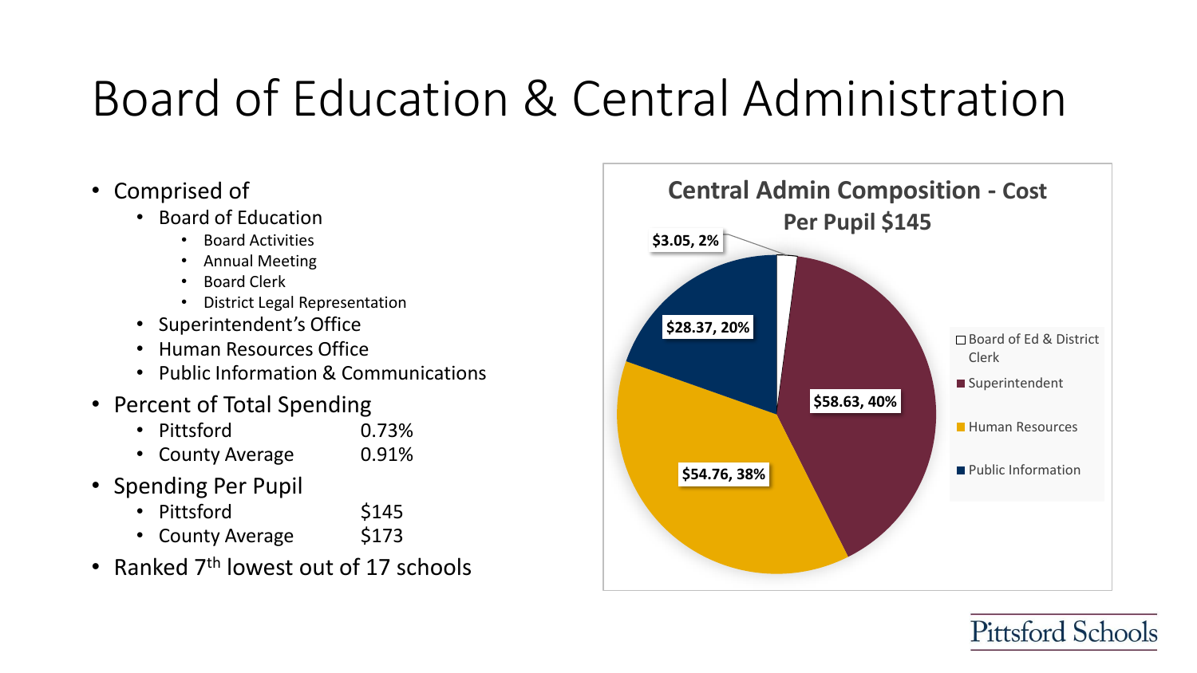# Board of Education & Central Administration

- Comprised of
  - Board of Education
    - Board Activities
    - Annual Meeting
    - Board Clerk
    - District Legal Representation
  - Superintendent's Office
  - Human Resources Office
  - Public Information & Communications
- Percent of Total Spending
  - Pittsford 0.73%
  - County Average 0.91%
- Spending Per Pupil
  - Pittsford $145
  - County Average $173
- Ranked 7th lowest out of 17 schools

**Central Admin Composition - Cost Per Pupil $145**

| Category | Cost Per Pupil | Percent |
| --- | --- | --- |
| Board of Ed & District Clerk | $3.05 | 2% |
| Superintendent | $58.63 | 40% |
| Human Resources | $54.76 | 38% |
| Public Information | $28.37 | 20% |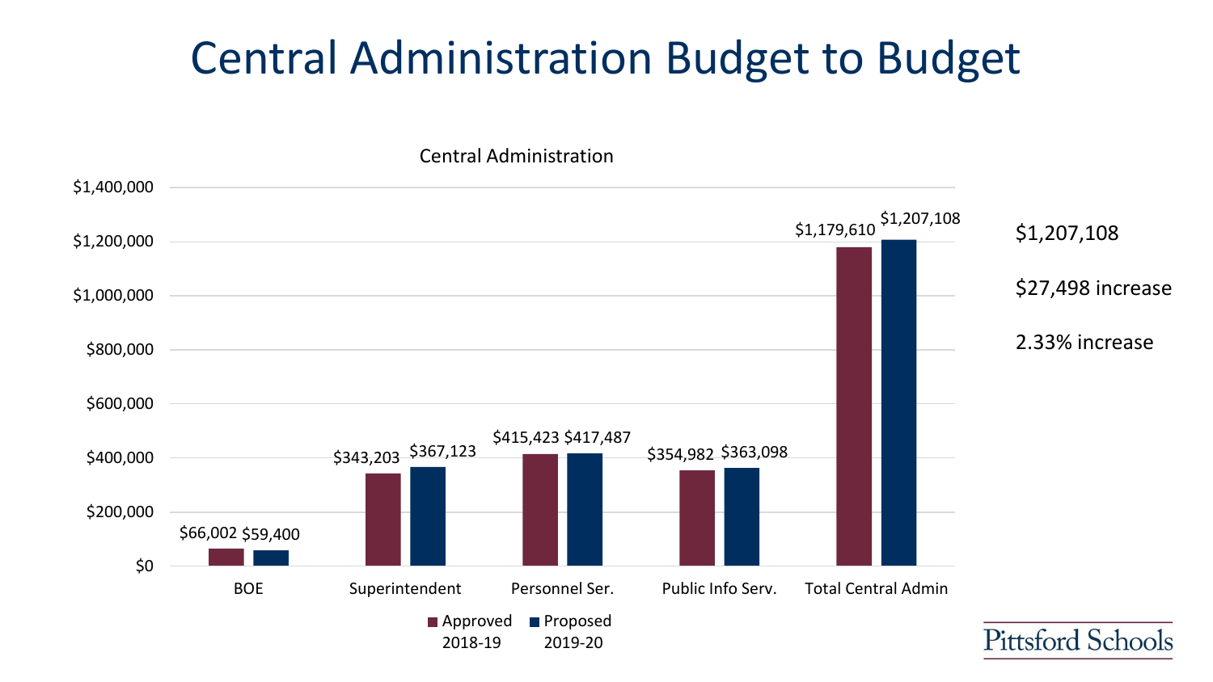# Central Administration Budget to Budget

Central Administration

| | Approved 2018-19 | Proposed 2019-20 |
|---|---|---|
| BOE | $66,002 | $59,400 |
| Superintendent | $343,203 | $367,123 |
| Personnel Ser. | $415,423 | $417,487 |
| Public Info Serv. | $354,982 | $363,098 |
| Total Central Admin | $1,179,610 | $1,207,108 |

$1,207,108

$27,498 increase

2.33% increase

Pittsford Schools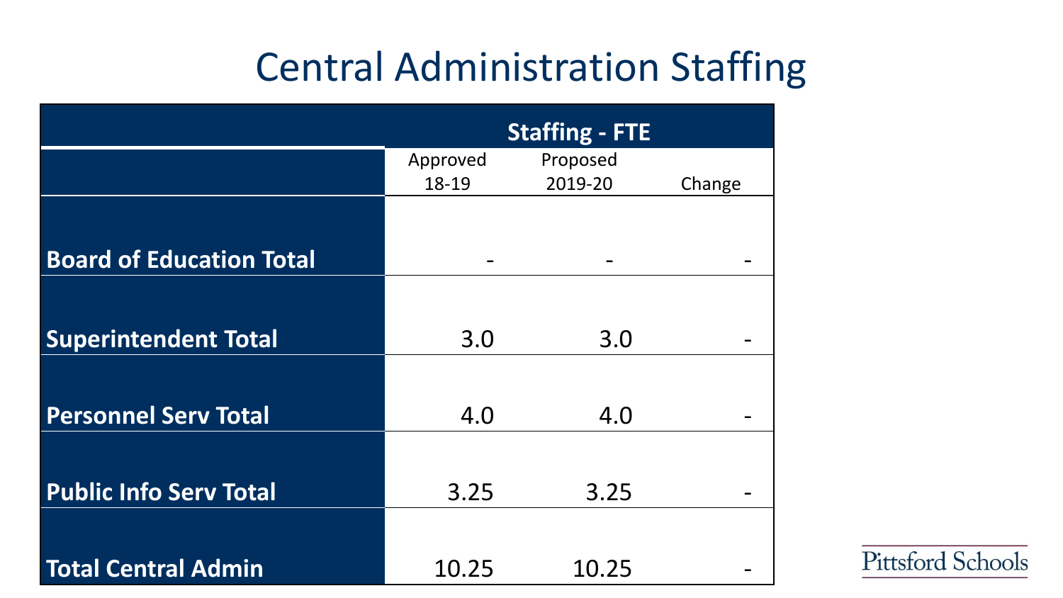# Central Administration Staffing

| | Staffing - FTE | | |
|---|---|---|---|
| | Approved 18-19 | Proposed 2019-20 | Change |
| **Board of Education Total** | - | - | - |
| **Superintendent Total** | 3.0 | 3.0 | - |
| **Personnel Serv Total** | 4.0 | 4.0 | - |
| **Public Info Serv Total** | 3.25 | 3.25 | - |
| **Total Central Admin** | 10.25 | 10.25 | - |

Pittsford Schools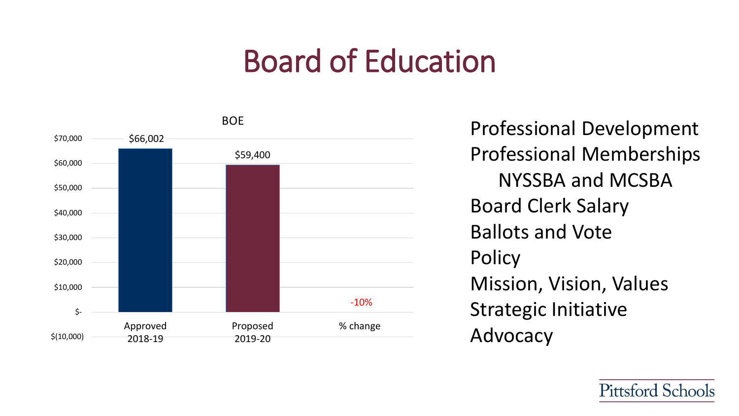# Board of Education

**BOE**

| | Approved 2018-19 | Proposed 2019-20 | % change |
|---|---|---|---|
| BOE | $66,002 | $59,400 | -10% |

Professional Development
Professional Memberships
- NYSSBA and MCSBA

Board Clerk Salary
Ballots and Vote
Policy
Mission, Vision, Values
Strategic Initiative
Advocacy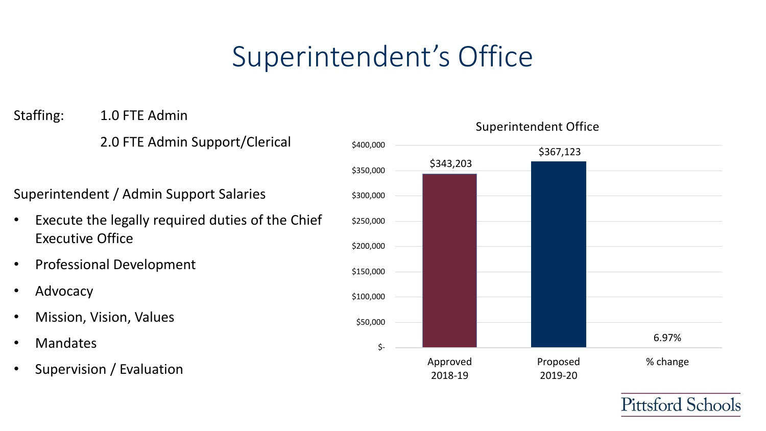# Superintendent's Office

Staffing: 1.0 FTE Admin

2.0 FTE Admin Support/Clerical

Superintendent / Admin Support Salaries

- Execute the legally required duties of the Chief Executive Office
- Professional Development
- Advocacy
- Mission, Vision, Values
- Mandates
- Supervision / Evaluation

**Superintendent Office**

| Approved 2018-19 | Proposed 2019-20 | % change |
|---|---|---|
| $343,203 | $367,123 | 6.97% |

Pittsford Schools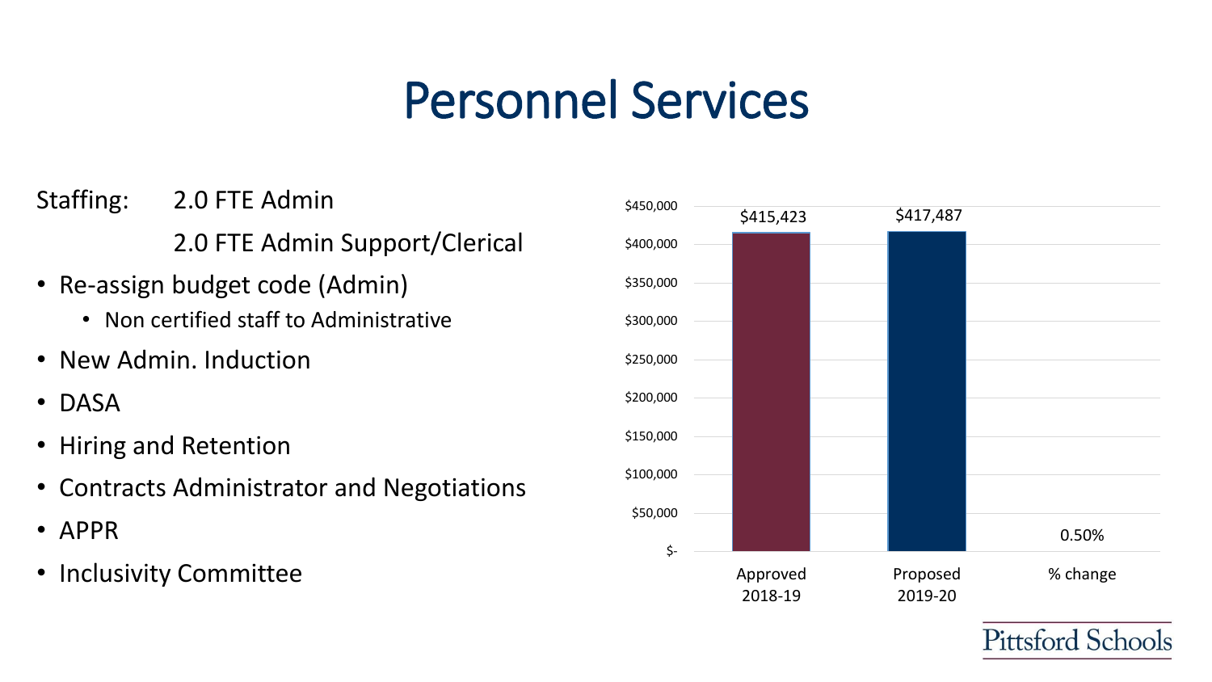# Personnel Services

Staffing: 2.0 FTE Admin

2.0 FTE Admin Support/Clerical

- Re-assign budget code (Admin)
  - Non certified staff to Administrative
- New Admin. Induction
- DASA
- Hiring and Retention
- Contracts Administrator and Negotiations
- APPR
- Inclusivity Committee

| Approved 2018-19 | Proposed 2019-20 | % change |
|---|---|---|
| $415,423 | $417,487 | 0.50% |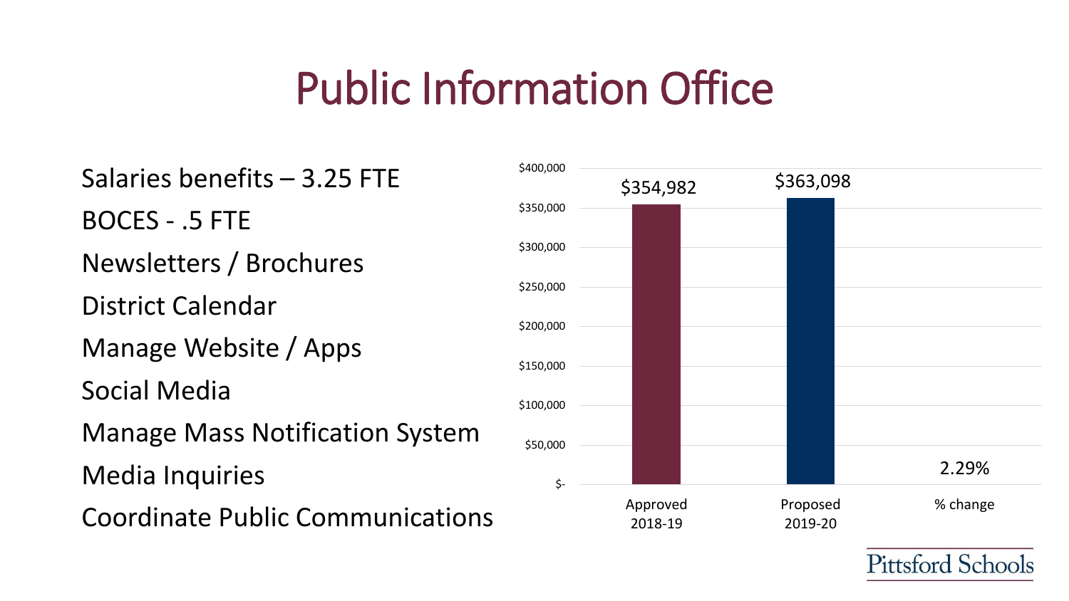# Public Information Office

- Salaries benefits – 3.25 FTE
- BOCES - .5 FTE
- Newsletters / Brochures
- District Calendar
- Manage Website / Apps
- Social Media
- Manage Mass Notification System
- Media Inquiries
- Coordinate Public Communications

| Approved 2018-19 | Proposed 2019-20 | % change |
|---|---|---|
| $354,982 | $363,098 | 2.29% |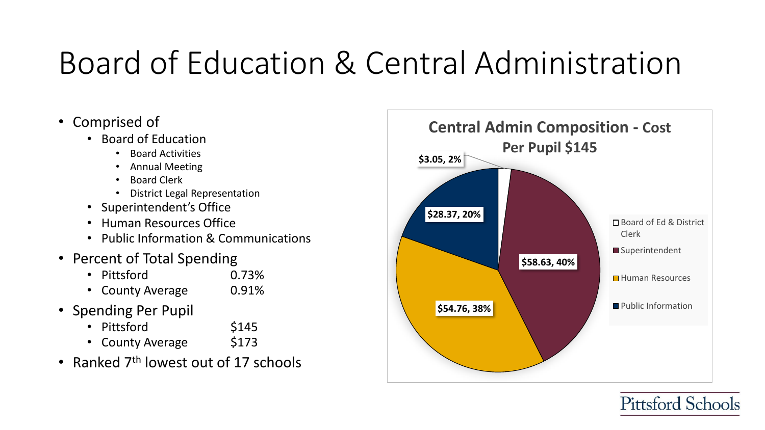# Board of Education & Central Administration

- Comprised of
  - Board of Education
    - Board Activities
    - Annual Meeting
    - Board Clerk
    - District Legal Representation
  - Superintendent's Office
  - Human Resources Office
  - Public Information & Communications
- Percent of Total Spending
  - Pittsford 0.73%
  - County Average 0.91%
- Spending Per Pupil
  - Pittsford $145
  - County Average $173
- Ranked 7th lowest out of 17 schools

Central Admin Composition - Cost Per Pupil $145

$3.05, 2%

$28.37, 20%

$58.63, 40%

$54.76, 38%

Board of Ed & District Clerk

Superintendent

Human Resources

Public Information